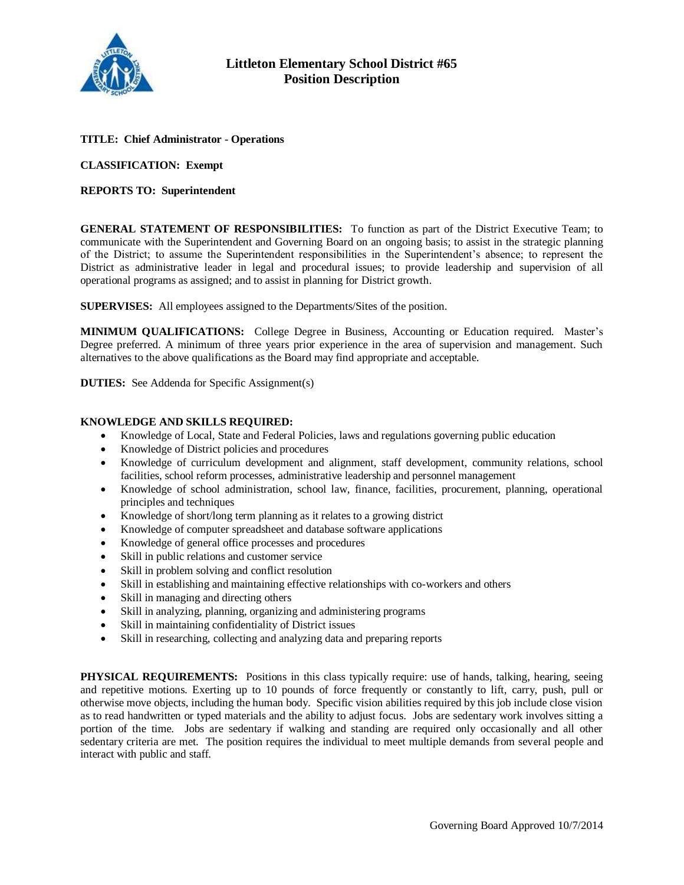# Littleton Elementary School District #65
## Position Description

**TITLE: Chief Administrator - Operations**

**CLASSIFICATION: Exempt**

**REPORTS TO: Superintendent**

**GENERAL STATEMENT OF RESPONSIBILITIES:** To function as part of the District Executive Team; to communicate with the Superintendent and Governing Board on an ongoing basis; to assist in the strategic planning of the District; to assume the Superintendent responsibilities in the Superintendent's absence; to represent the District as administrative leader in legal and procedural issues; to provide leadership and supervision of all operational programs as assigned; and to assist in planning for District growth.

**SUPERVISES:** All employees assigned to the Departments/Sites of the position.

**MINIMUM QUALIFICATIONS:** College Degree in Business, Accounting or Education required. Master's Degree preferred. A minimum of three years prior experience in the area of supervision and management. Such alternatives to the above qualifications as the Board may find appropriate and acceptable.

**DUTIES:** See Addenda for Specific Assignment(s)

**KNOWLEDGE AND SKILLS REQUIRED:**

- Knowledge of Local, State and Federal Policies, laws and regulations governing public education
- Knowledge of District policies and procedures
- Knowledge of curriculum development and alignment, staff development, community relations, school facilities, school reform processes, administrative leadership and personnel management
- Knowledge of school administration, school law, finance, facilities, procurement, planning, operational principles and techniques
- Knowledge of short/long term planning as it relates to a growing district
- Knowledge of computer spreadsheet and database software applications
- Knowledge of general office processes and procedures
- Skill in public relations and customer service
- Skill in problem solving and conflict resolution
- Skill in establishing and maintaining effective relationships with co-workers and others
- Skill in managing and directing others
- Skill in analyzing, planning, organizing and administering programs
- Skill in maintaining confidentiality of District issues
- Skill in researching, collecting and analyzing data and preparing reports

**PHYSICAL REQUIREMENTS:** Positions in this class typically require: use of hands, talking, hearing, seeing and repetitive motions. Exerting up to 10 pounds of force frequently or constantly to lift, carry, push, pull or otherwise move objects, including the human body. Specific vision abilities required by this job include close vision as to read handwritten or typed materials and the ability to adjust focus. Jobs are sedentary work involves sitting a portion of the time. Jobs are sedentary if walking and standing are required only occasionally and all other sedentary criteria are met. The position requires the individual to meet multiple demands from several people and interact with public and staff.

Governing Board Approved 10/7/2014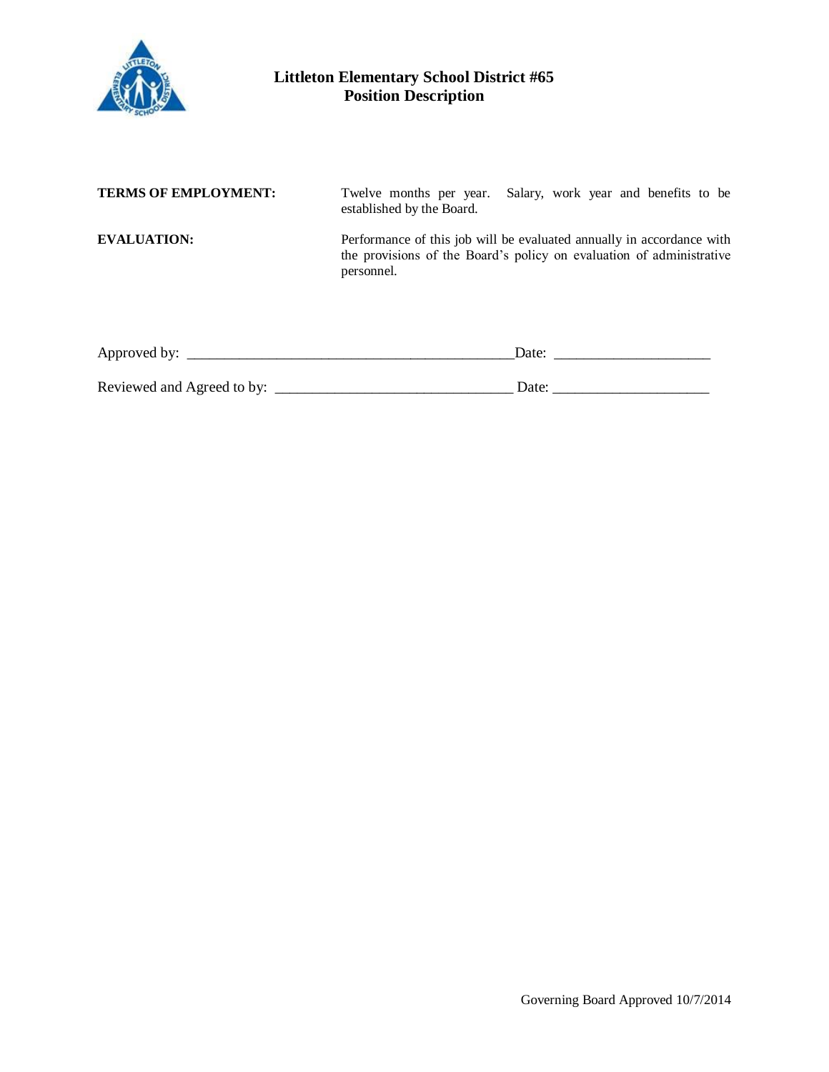**Littleton Elementary School District #65**
**Position Description**

**TERMS OF EMPLOYMENT:** Twelve months per year. Salary, work year and benefits to be established by the Board.

**EVALUATION:** Performance of this job will be evaluated annually in accordance with the provisions of the Board's policy on evaluation of administrative personnel.

Approved by: _____________________________________________Date: _____________________

Reviewed and Agreed to by: ________________________________ Date: _____________________

Governing Board Approved 10/7/2014